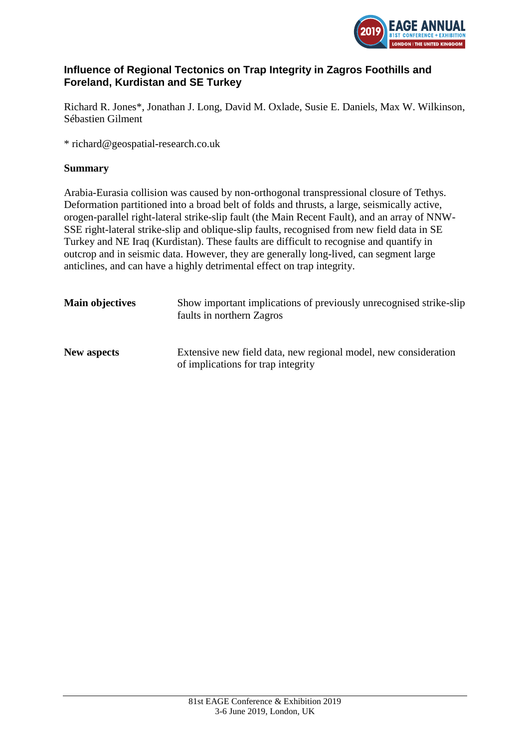# Influence of Regional Tectonics on Trap Integrity in Zagros Foothills and Foreland, Kurdistan and SE Turkey

Richard R. Jones*, Jonathan J. Long, David M. Oxlade, Susie E. Daniels, Max W. Wilkinson, Sébastien Gilment

* richard@geospatial-research.co.uk

## Summary

Arabia-Eurasia collision was caused by non-orthogonal transpressional closure of Tethys. Deformation partitioned into a broad belt of folds and thrusts, a large, seismically active, orogen-parallel right-lateral strike-slip fault (the Main Recent Fault), and an array of NNW-SSE right-lateral strike-slip and oblique-slip faults, recognised from new field data in SE Turkey and NE Iraq (Kurdistan). These faults are difficult to recognise and quantify in outcrop and in seismic data. However, they are generally long-lived, can segment large anticlines, and can have a highly detrimental effect on trap integrity.

**Main objectives** Show important implications of previously unrecognised strike-slip faults in northern Zagros

**New aspects** Extensive new field data, new regional model, new consideration of implications for trap integrity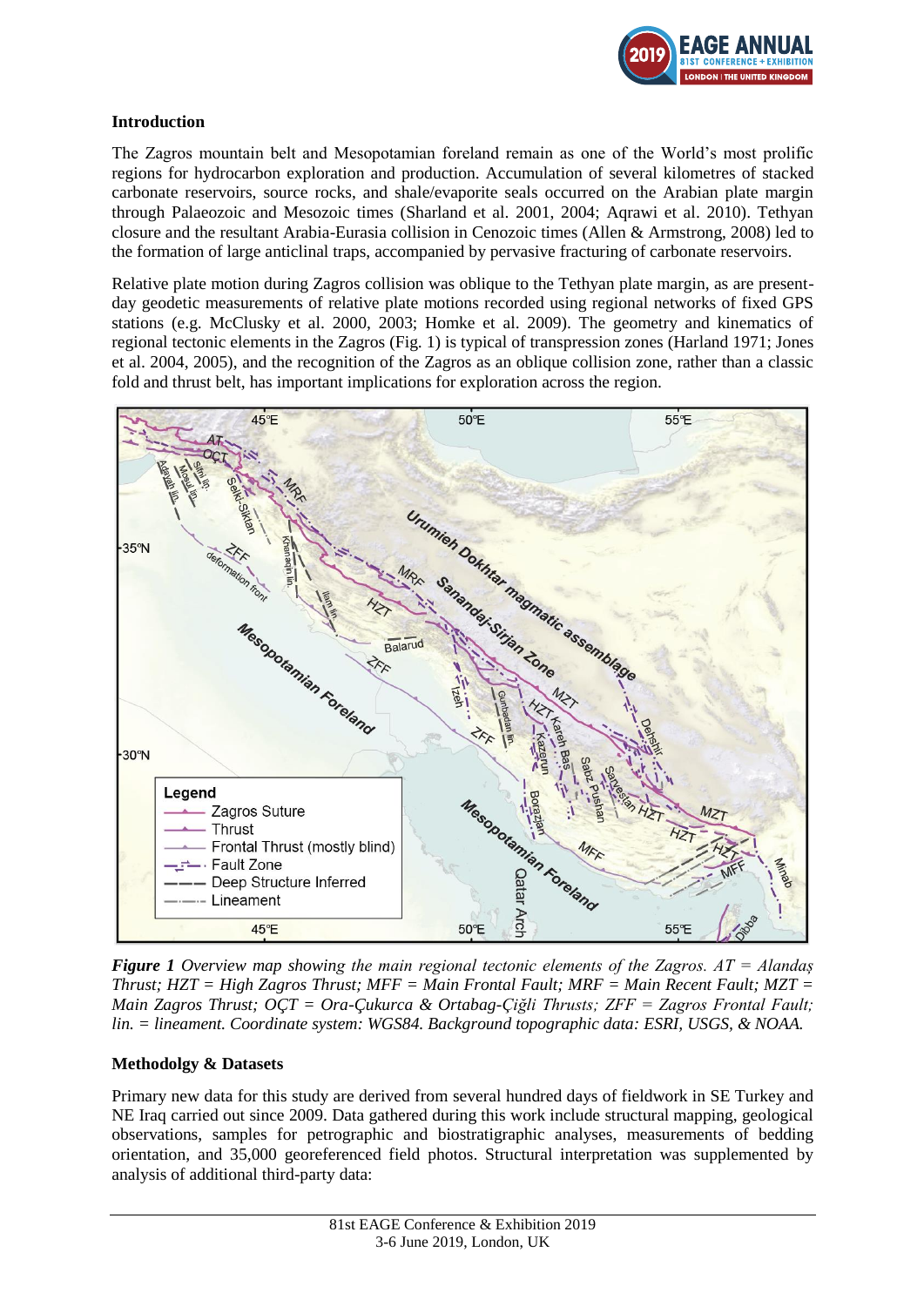## Introduction

The Zagros mountain belt and Mesopotamian foreland remain as one of the World's most prolific regions for hydrocarbon exploration and production. Accumulation of several kilometres of stacked carbonate reservoirs, source rocks, and shale/evaporite seals occurred on the Arabian plate margin through Palaeozoic and Mesozoic times (Sharland et al. 2001, 2004; Aqrawi et al. 2010). Tethyan closure and the resultant Arabia-Eurasia collision in Cenozoic times (Allen & Armstrong, 2008) led to the formation of large anticlinal traps, accompanied by pervasive fracturing of carbonate reservoirs.

Relative plate motion during Zagros collision was oblique to the Tethyan plate margin, as are present-day geodetic measurements of relative plate motions recorded using regional networks of fixed GPS stations (e.g. McClusky et al. 2000, 2003; Homke et al. 2009). The geometry and kinematics of regional tectonic elements in the Zagros (Fig. 1) is typical of transpression zones (Harland 1971; Jones et al. 2004, 2005), and the recognition of the Zagros as an oblique collision zone, rather than a classic fold and thrust belt, has important implications for exploration across the region.

*Figure 1 Overview map showing the main regional tectonic elements of the Zagros. AT = Alandaş Thrust; HZT = High Zagros Thrust; MFF = Main Frontal Fault; MRF = Main Recent Fault; MZT = Main Zagros Thrust; OÇT = Ora-Çukurca & Ortabag-Çiğli Thrusts; ZFF = Zagros Frontal Fault; lin. = lineament. Coordinate system: WGS84. Background topographic data: ESRI, USGS, & NOAA.*

## Methodolgy & Datasets

Primary new data for this study are derived from several hundred days of fieldwork in SE Turkey and NE Iraq carried out since 2009. Data gathered during this work include structural mapping, geological observations, samples for petrographic and biostratigraphic analyses, measurements of bedding orientation, and 35,000 georeferenced field photos. Structural interpretation was supplemented by analysis of additional third-party data: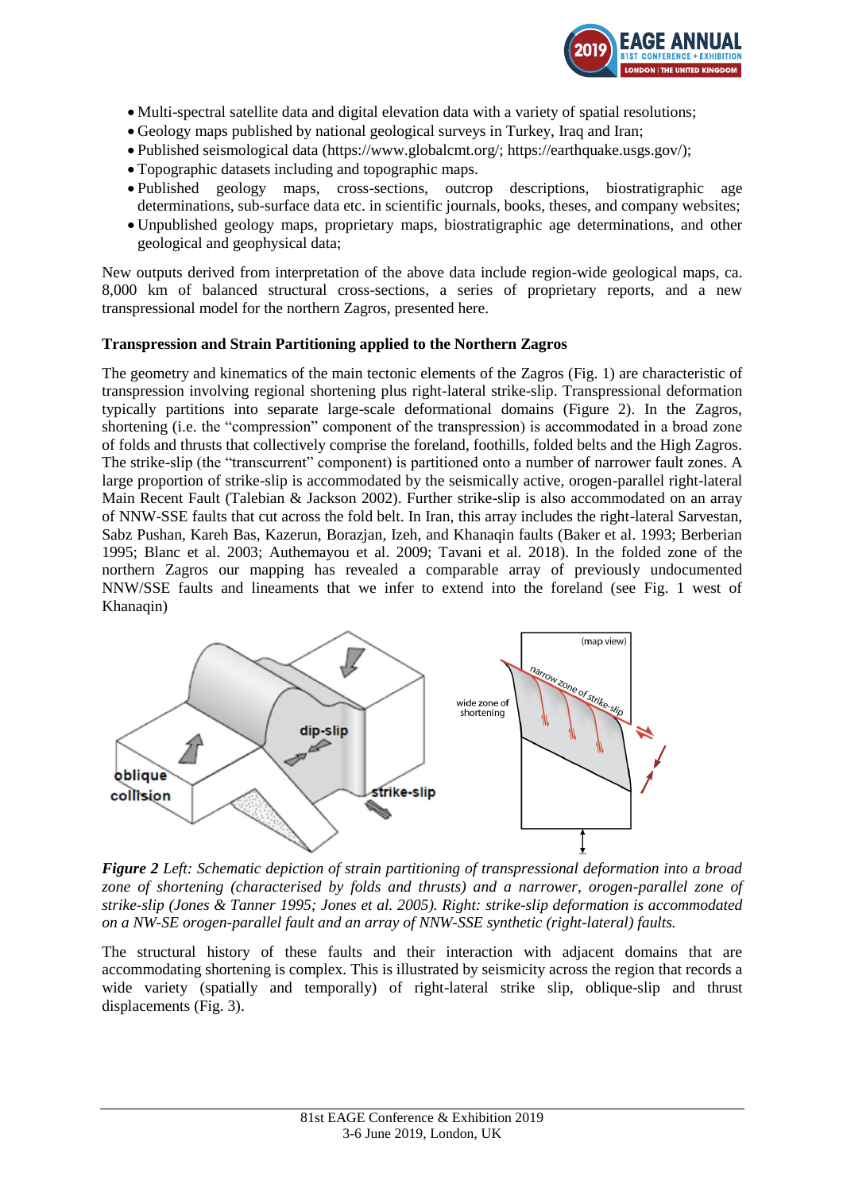- Multi-spectral satellite data and digital elevation data with a variety of spatial resolutions;
- Geology maps published by national geological surveys in Turkey, Iraq and Iran;
- Published seismological data (https://www.globalcmt.org/; https://earthquake.usgs.gov/);
- Topographic datasets including and topographic maps.
- Published geology maps, cross-sections, outcrop descriptions, biostratigraphic age determinations, sub-surface data etc. in scientific journals, books, theses, and company websites;
- Unpublished geology maps, proprietary maps, biostratigraphic age determinations, and other geological and geophysical data;

New outputs derived from interpretation of the above data include region-wide geological maps, ca. 8,000 km of balanced structural cross-sections, a series of proprietary reports, and a new transpressional model for the northern Zagros, presented here.

**Transpression and Strain Partitioning applied to the Northern Zagros**

The geometry and kinematics of the main tectonic elements of the Zagros (Fig. 1) are characteristic of transpression involving regional shortening plus right-lateral strike-slip. Transpressional deformation typically partitions into separate large-scale deformational domains (Figure 2). In the Zagros, shortening (i.e. the "compression" component of the transpression) is accommodated in a broad zone of folds and thrusts that collectively comprise the foreland, foothills, folded belts and the High Zagros. The strike-slip (the "transcurrent" component) is partitioned onto a number of narrower fault zones. A large proportion of strike-slip is accommodated by the seismically active, orogen-parallel right-lateral Main Recent Fault (Talebian & Jackson 2002). Further strike-slip is also accommodated on an array of NNW-SSE faults that cut across the fold belt. In Iran, this array includes the right-lateral Sarvestan, Sabz Pushan, Kareh Bas, Kazerun, Borazjan, Izeh, and Khanaqin faults (Baker et al. 1993; Berberian 1995; Blanc et al. 2003; Authemayou et al. 2009; Tavani et al. 2018). In the folded zone of the northern Zagros our mapping has revealed a comparable array of previously undocumented NNW/SSE faults and lineaments that we infer to extend into the foreland (see Fig. 1 west of Khanaqin)

***Figure 2*** *Left: Schematic depiction of strain partitioning of transpressional deformation into a broad zone of shortening (characterised by folds and thrusts) and a narrower, orogen-parallel zone of strike-slip (Jones & Tanner 1995; Jones et al. 2005). Right: strike-slip deformation is accommodated on a NW-SE orogen-parallel fault and an array of NNW-SSE synthetic (right-lateral) faults.*

The structural history of these faults and their interaction with adjacent domains that are accommodating shortening is complex. This is illustrated by seismicity across the region that records a wide variety (spatially and temporally) of right-lateral strike slip, oblique-slip and thrust displacements (Fig. 3).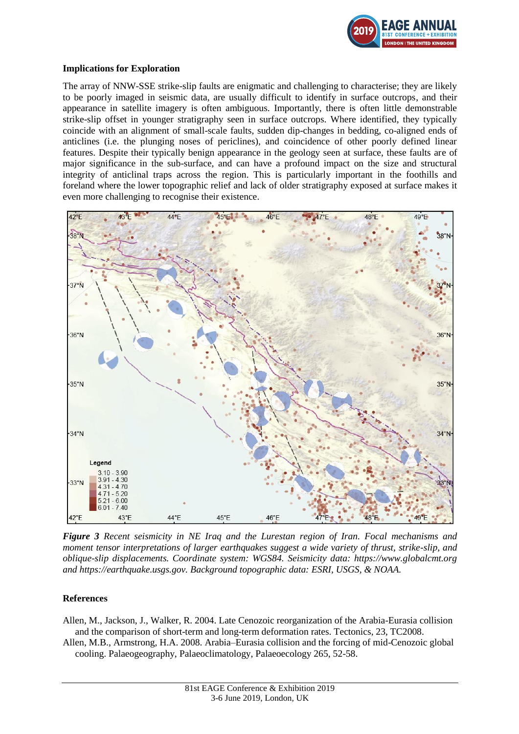## Implications for Exploration

The array of NNW-SSE strike-slip faults are enigmatic and challenging to characterise; they are likely to be poorly imaged in seismic data, are usually difficult to identify in surface outcrops, and their appearance in satellite imagery is often ambiguous. Importantly, there is often little demonstrable strike-slip offset in younger stratigraphy seen in surface outcrops. Where identified, they typically coincide with an alignment of small-scale faults, sudden dip-changes in bedding, co-aligned ends of anticlines (i.e. the plunging noses of periclines), and coincidence of other poorly defined linear features. Despite their typically benign appearance in the geology seen at surface, these faults are of major significance in the sub-surface, and can have a profound impact on the size and structural integrity of anticlinal traps across the region. This is particularly important in the foothills and foreland where the lower topographic relief and lack of older stratigraphy exposed at surface makes it even more challenging to recognise their existence.

***Figure 3*** *Recent seismicity in NE Iraq and the Lurestan region of Iran. Focal mechanisms and moment tensor interpretations of larger earthquakes suggest a wide variety of thrust, strike-slip, and oblique-slip displacements. Coordinate system: WGS84. Seismicity data: https://www.globalcmt.org and https://earthquake.usgs.gov. Background topographic data: ESRI, USGS, & NOAA.*

## References

Allen, M., Jackson, J., Walker, R. 2004. Late Cenozoic reorganization of the Arabia-Eurasia collision and the comparison of short-term and long-term deformation rates. Tectonics, 23, TC2008.

Allen, M.B., Armstrong, H.A. 2008. Arabia–Eurasia collision and the forcing of mid-Cenozoic global cooling. Palaeogeography, Palaeoclimatology, Palaeoecology 265, 52-58.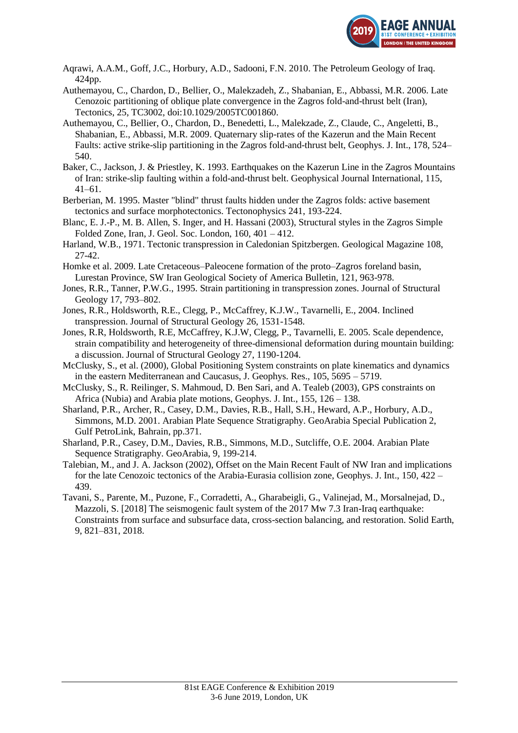Aqrawi, A.A.M., Goff, J.C., Horbury, A.D., Sadooni, F.N. 2010. The Petroleum Geology of Iraq. 424pp.

Authemayou, C., Chardon, D., Bellier, O., Malekzadeh, Z., Shabanian, E., Abbassi, M.R. 2006. Late Cenozoic partitioning of oblique plate convergence in the Zagros fold-and-thrust belt (Iran), Tectonics, 25, TC3002, doi:10.1029/2005TC001860.

Authemayou, C., Bellier, O., Chardon, D., Benedetti, L., Malekzade, Z., Claude, C., Angeletti, B., Shabanian, E., Abbassi, M.R. 2009. Quaternary slip-rates of the Kazerun and the Main Recent Faults: active strike-slip partitioning in the Zagros fold-and-thrust belt, Geophys. J. Int., 178, 524–540.

Baker, C., Jackson, J. & Priestley, K. 1993. Earthquakes on the Kazerun Line in the Zagros Mountains of Iran: strike-slip faulting within a fold-and-thrust belt. Geophysical Journal International, 115, 41–61.

Berberian, M. 1995. Master "blind" thrust faults hidden under the Zagros folds: active basement tectonics and surface morphotectonics. Tectonophysics 241, 193-224.

Blanc, E. J.-P., M. B. Allen, S. Inger, and H. Hassani (2003), Structural styles in the Zagros Simple Folded Zone, Iran, J. Geol. Soc. London, 160, 401 – 412.

Harland, W.B., 1971. Tectonic transpression in Caledonian Spitzbergen. Geological Magazine 108, 27-42.

Homke et al. 2009. Late Cretaceous–Paleocene formation of the proto–Zagros foreland basin, Lurestan Province, SW Iran Geological Society of America Bulletin, 121, 963-978.

Jones, R.R., Tanner, P.W.G., 1995. Strain partitioning in transpression zones. Journal of Structural Geology 17, 793–802.

Jones, R.R., Holdsworth, R.E., Clegg, P., McCaffrey, K.J.W., Tavarnelli, E., 2004. Inclined transpression. Journal of Structural Geology 26, 1531-1548.

Jones, R.R, Holdsworth, R.E, McCaffrey, K.J.W, Clegg, P., Tavarnelli, E. 2005. Scale dependence, strain compatibility and heterogeneity of three-dimensional deformation during mountain building: a discussion. Journal of Structural Geology 27, 1190-1204.

McClusky, S., et al. (2000), Global Positioning System constraints on plate kinematics and dynamics in the eastern Mediterranean and Caucasus, J. Geophys. Res., 105, 5695 – 5719.

McClusky, S., R. Reilinger, S. Mahmoud, D. Ben Sari, and A. Tealeb (2003), GPS constraints on Africa (Nubia) and Arabia plate motions, Geophys. J. Int., 155, 126 – 138.

Sharland, P.R., Archer, R., Casey, D.M., Davies, R.B., Hall, S.H., Heward, A.P., Horbury, A.D., Simmons, M.D. 2001. Arabian Plate Sequence Stratigraphy. GeoArabia Special Publication 2, Gulf PetroLink, Bahrain, pp.371.

Sharland, P.R., Casey, D.M., Davies, R.B., Simmons, M.D., Sutcliffe, O.E. 2004. Arabian Plate Sequence Stratigraphy. GeoArabia, 9, 199-214.

Talebian, M., and J. A. Jackson (2002), Offset on the Main Recent Fault of NW Iran and implications for the late Cenozoic tectonics of the Arabia-Eurasia collision zone, Geophys. J. Int., 150, 422 – 439.

Tavani, S., Parente, M., Puzone, F., Corradetti, A., Gharabeigli, G., Valinejad, M., Morsalnejad, D., Mazzoli, S. [2018] The seismogenic fault system of the 2017 Mw 7.3 Iran-Iraq earthquake: Constraints from surface and subsurface data, cross-section balancing, and restoration. Solid Earth, 9, 821–831, 2018.